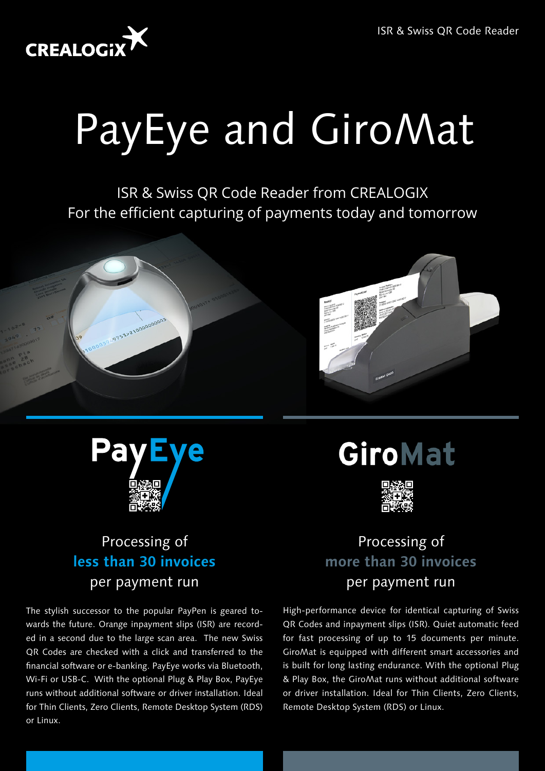CREALOGIX

ISR & Swiss QR Code Reader

# PayEye and GiroMat

ISR & Swiss QR Code Reader from CREALOGIX
For the efficient capturing of payments today and tomorrow

## PayEye

Processing of
**less than 30 invoices**
per payment run

The stylish successor to the popular PayPen is geared towards the future. Orange inpayment slips (ISR) are recorded in a second due to the large scan area. The new Swiss QR Codes are checked with a click and transferred to the financial software or e-banking. PayEye works via Bluetooth, Wi-Fi or USB-C. With the optional Plug & Play Box, PayEye runs without additional software or driver installation. Ideal for Thin Clients, Zero Clients, Remote Desktop System (RDS) or Linux.

## GiroMat

Processing of
**more than 30 invoices**
per payment run

High-performance device for identical capturing of Swiss QR Codes and inpayment slips (ISR). Quiet automatic feed for fast processing of up to 15 documents per minute. GiroMat is equipped with different smart accessories and is built for long lasting endurance. With the optional Plug & Play Box, the GiroMat runs without additional software or driver installation. Ideal for Thin Clients, Zero Clients, Remote Desktop System (RDS) or Linux.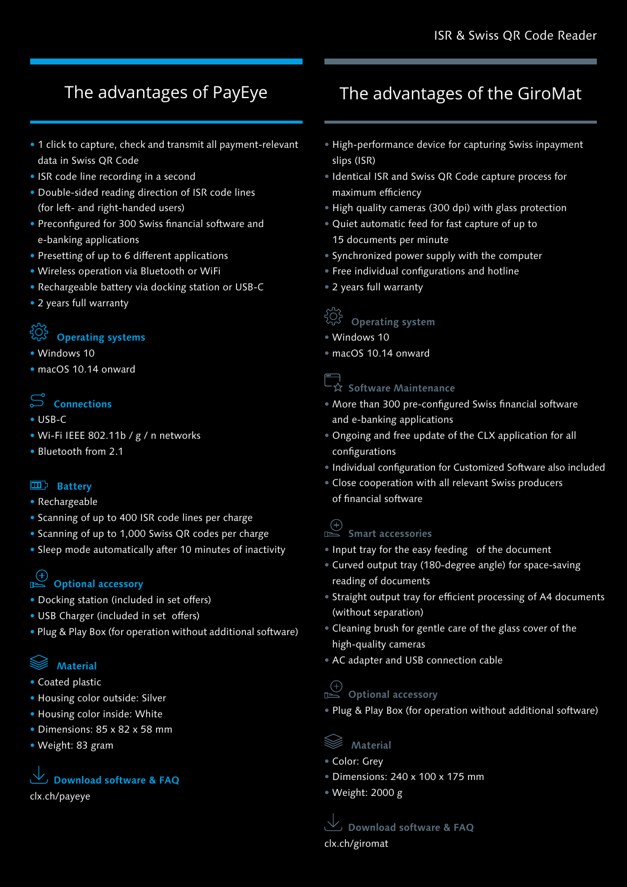## The advantages of PayEye

- 1 click to capture, check and transmit all payment-relevant data in Swiss QR Code
- ISR code line recording in a second
- Double-sided reading direction of ISR code lines (for left- and right-handed users)
- Preconfigured for 300 Swiss financial software and e-banking applications
- Presetting of up to 6 different applications
- Wireless operation via Bluetooth or WiFi
- Rechargeable battery via docking station or USB-C
- 2 years full warranty

### Operating systems

- Windows 10
- macOS 10.14 onward

### Connections

- USB-C
- Wi-Fi IEEE 802.11b / g / n networks
- Bluetooth from 2.1

### Battery

- Rechargeable
- Scanning of up to 400 ISR code lines per charge
- Scanning of up to 1,000 Swiss QR codes per charge
- Sleep mode automatically after 10 minutes of inactivity

### Optional accessory

- Docking station (included in set offers)
- USB Charger (included in set offers)
- Plug & Play Box (for operation without additional software)

### Material

- Coated plastic
- Housing color outside: Silver
- Housing color inside: White
- Dimensions: 85 x 82 x 58 mm
- Weight: 83 gram

### Download software & FAQ

clx.ch/payeye

## The advantages of the GiroMat

- High-performance device for capturing Swiss inpayment slips (ISR)
- Identical ISR and Swiss QR Code capture process for maximum efficiency
- High quality cameras (300 dpi) with glass protection
- Quiet automatic feed for fast capture of up to 15 documents per minute
- Synchronized power supply with the computer
- Free individual configurations and hotline
- 2 years full warranty

### Operating system

- Windows 10
- macOS 10.14 onward

### Software Maintenance

- More than 300 pre-configured Swiss financial software and e-banking applications
- Ongoing and free update of the CLX application for all configurations
- Individual configuration for Customized Software also included
- Close cooperation with all relevant Swiss producers of financial software

### Smart accessories

- Input tray for the easy feeding of the document
- Curved output tray (180-degree angle) for space-saving reading of documents
- Straight output tray for efficient processing of A4 documents (without separation)
- Cleaning brush for gentle care of the glass cover of the high-quality cameras
- AC adapter and USB connection cable

### Optional accessory

- Plug & Play Box (for operation without additional software)

### Material

- Color: Grey
- Dimensions: 240 x 100 x 175 mm
- Weight: 2000 g

### Download software & FAQ

clx.ch/giromat